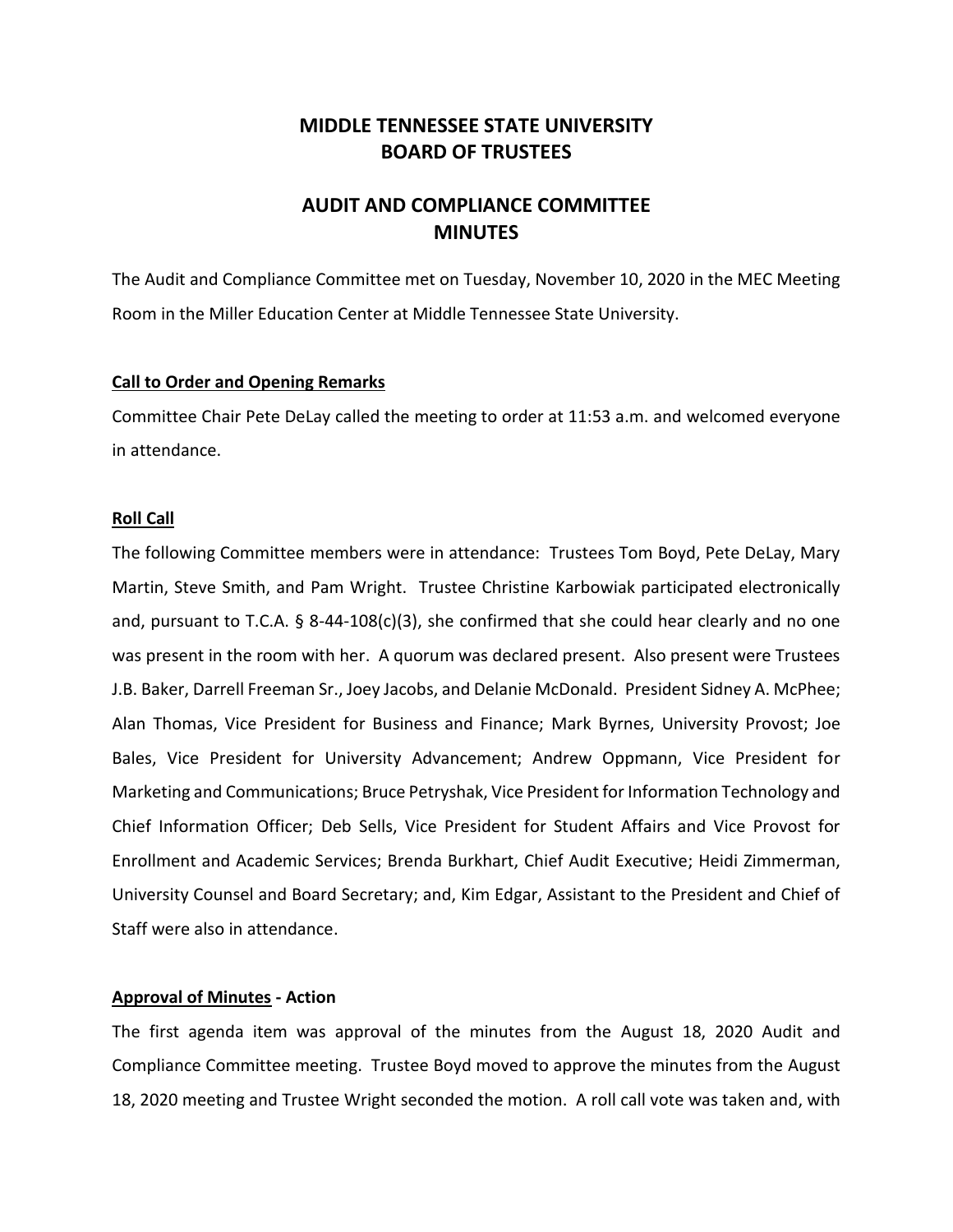# MIDDLE TENNESSEE STATE UNIVERSITY
# BOARD OF TRUSTEES

## AUDIT AND COMPLIANCE COMMITTEE
## MINUTES

The Audit and Compliance Committee met on Tuesday, November 10, 2020 in the MEC Meeting Room in the Miller Education Center at Middle Tennessee State University.

**Call to Order and Opening Remarks**

Committee Chair Pete DeLay called the meeting to order at 11:53 a.m. and welcomed everyone in attendance.

**Roll Call**

The following Committee members were in attendance: Trustees Tom Boyd, Pete DeLay, Mary Martin, Steve Smith, and Pam Wright. Trustee Christine Karbowiak participated electronically and, pursuant to T.C.A. § 8-44-108(c)(3), she confirmed that she could hear clearly and no one was present in the room with her. A quorum was declared present. Also present were Trustees J.B. Baker, Darrell Freeman Sr., Joey Jacobs, and Delanie McDonald. President Sidney A. McPhee; Alan Thomas, Vice President for Business and Finance; Mark Byrnes, University Provost; Joe Bales, Vice President for University Advancement; Andrew Oppmann, Vice President for Marketing and Communications; Bruce Petryshak, Vice President for Information Technology and Chief Information Officer; Deb Sells, Vice President for Student Affairs and Vice Provost for Enrollment and Academic Services; Brenda Burkhart, Chief Audit Executive; Heidi Zimmerman, University Counsel and Board Secretary; and, Kim Edgar, Assistant to the President and Chief of Staff were also in attendance.

**Approval of Minutes - Action**

The first agenda item was approval of the minutes from the August 18, 2020 Audit and Compliance Committee meeting. Trustee Boyd moved to approve the minutes from the August 18, 2020 meeting and Trustee Wright seconded the motion. A roll call vote was taken and, with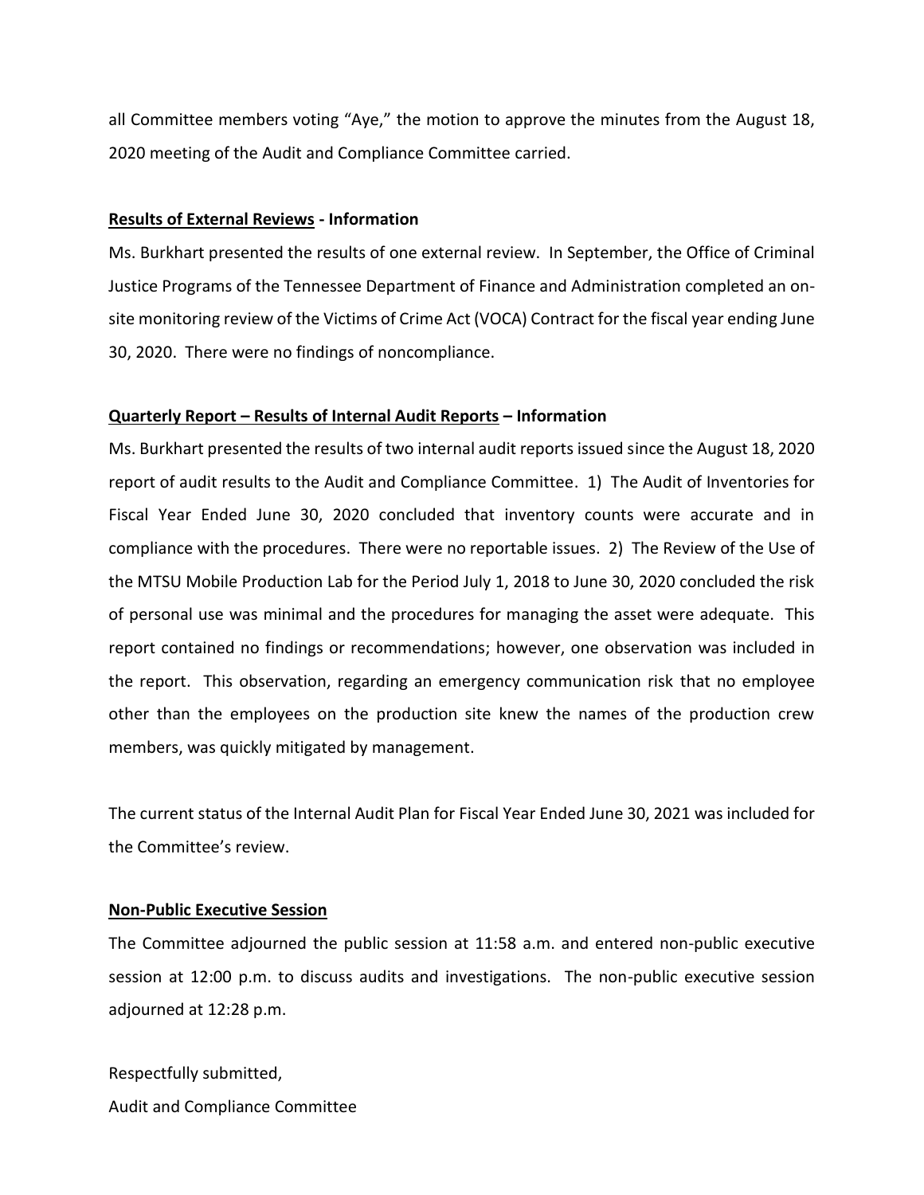all Committee members voting "Aye," the motion to approve the minutes from the August 18, 2020 meeting of the Audit and Compliance Committee carried.

**Results of External Reviews - Information**

Ms. Burkhart presented the results of one external review. In September, the Office of Criminal Justice Programs of the Tennessee Department of Finance and Administration completed an on-site monitoring review of the Victims of Crime Act (VOCA) Contract for the fiscal year ending June 30, 2020. There were no findings of noncompliance.

**Quarterly Report – Results of Internal Audit Reports – Information**

Ms. Burkhart presented the results of two internal audit reports issued since the August 18, 2020 report of audit results to the Audit and Compliance Committee. 1) The Audit of Inventories for Fiscal Year Ended June 30, 2020 concluded that inventory counts were accurate and in compliance with the procedures. There were no reportable issues. 2) The Review of the Use of the MTSU Mobile Production Lab for the Period July 1, 2018 to June 30, 2020 concluded the risk of personal use was minimal and the procedures for managing the asset were adequate. This report contained no findings or recommendations; however, one observation was included in the report. This observation, regarding an emergency communication risk that no employee other than the employees on the production site knew the names of the production crew members, was quickly mitigated by management.

The current status of the Internal Audit Plan for Fiscal Year Ended June 30, 2021 was included for the Committee's review.

**Non-Public Executive Session**

The Committee adjourned the public session at 11:58 a.m. and entered non-public executive session at 12:00 p.m. to discuss audits and investigations. The non-public executive session adjourned at 12:28 p.m.

Respectfully submitted,
Audit and Compliance Committee